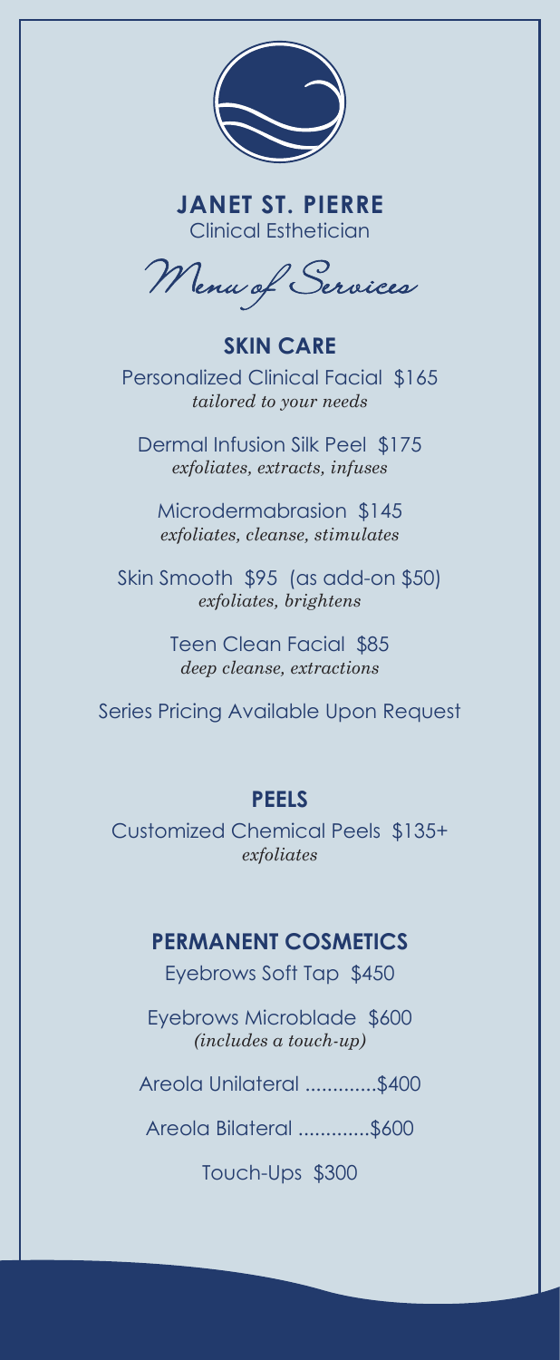# JANET ST. PIERRE

Clinical Esthetician

*Menu of Services*

## SKIN CARE

Personalized Clinical Facial $165
*tailored to your needs*

Dermal Infusion Silk Peel $175
*exfoliates, extracts, infuses*

Microdermabrasion $145
*exfoliates, cleanse, stimulates*

Skin Smooth $95 (as add-on $50)
*exfoliates, brightens*

Teen Clean Facial $85
*deep cleanse, extractions*

Series Pricing Available Upon Request

## PEELS

Customized Chemical Peels $135+
*exfoliates*

## PERMANENT COSMETICS

Eyebrows Soft Tap $450

Eyebrows Microblade $600
*(includes a touch-up)*

Areola Unilateral .............$400

Areola Bilateral .............$600

Touch-Ups $300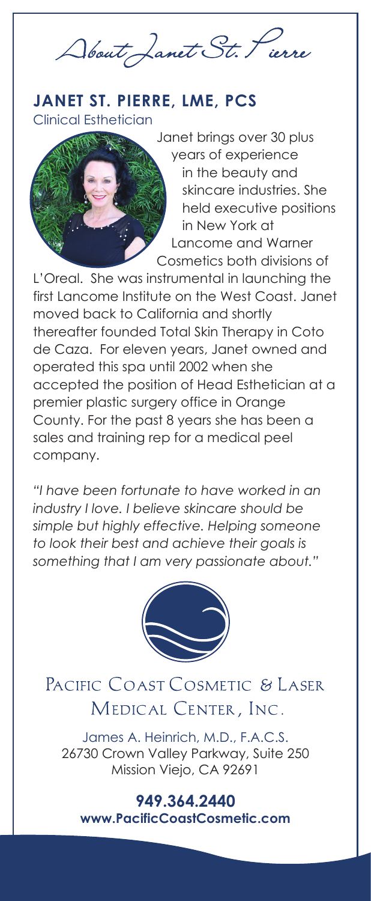*About Janet St. Pierre*

## JANET ST. PIERRE, LME, PCS

Clinical Esthetician

Janet brings over 30 plus years of experience in the beauty and skincare industries. She held executive positions in New York at Lancome and Warner Cosmetics both divisions of L'Oreal. She was instrumental in launching the first Lancome Institute on the West Coast. Janet moved back to California and shortly thereafter founded Total Skin Therapy in Coto de Caza. For eleven years, Janet owned and operated this spa until 2002 when she accepted the position of Head Esthetician at a premier plastic surgery office in Orange County. For the past 8 years she has been a sales and training rep for a medical peel company.

*"I have been fortunate to have worked in an industry I love. I believe skincare should be simple but highly effective. Helping someone to look their best and achieve their goals is something that I am very passionate about."*

PACIFIC COAST COSMETIC & LASER MEDICAL CENTER, INC.

James A. Heinrich, M.D., F.A.C.S.
26730 Crown Valley Parkway, Suite 250
Mission Viejo, CA 92691

**949.364.2440**
**www.PacificCoastCosmetic.com**